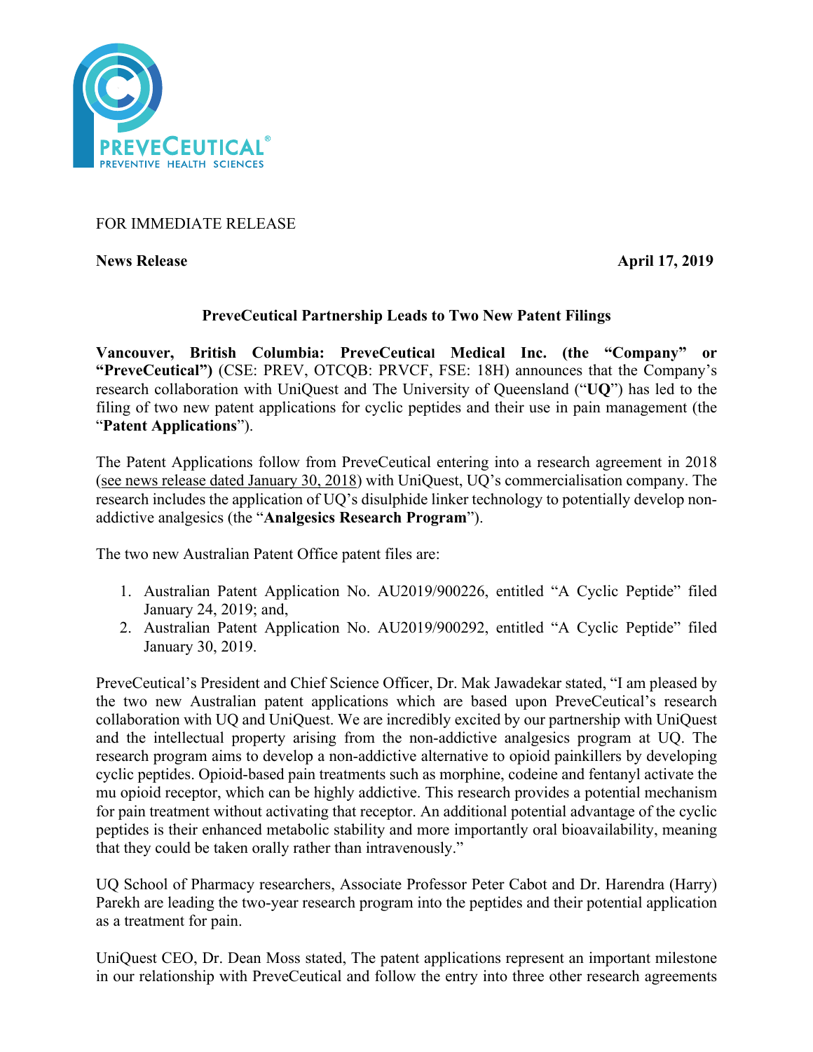FOR IMMEDIATE RELEASE

**News Release** **April 17, 2019**

## PreveCeutical Partnership Leads to Two New Patent Filings

**Vancouver, British Columbia: PreveCeutical Medical Inc. (the "Company" or "PreveCeutical")** (CSE: PREV, OTCQB: PRVCF, FSE: 18H) announces that the Company's research collaboration with UniQuest and The University of Queensland ("**UQ**") has led to the filing of two new patent applications for cyclic peptides and their use in pain management (the "**Patent Applications**").

The Patent Applications follow from PreveCeutical entering into a research agreement in 2018 (see news release dated January 30, 2018) with UniQuest, UQ's commercialisation company. The research includes the application of UQ's disulphide linker technology to potentially develop non-addictive analgesics (the "**Analgesics Research Program**").

The two new Australian Patent Office patent files are:

1. Australian Patent Application No. AU2019/900226, entitled "A Cyclic Peptide" filed January 24, 2019; and,
2. Australian Patent Application No. AU2019/900292, entitled "A Cyclic Peptide" filed January 30, 2019.

PreveCeutical's President and Chief Science Officer, Dr. Mak Jawadekar stated, "I am pleased by the two new Australian patent applications which are based upon PreveCeutical's research collaboration with UQ and UniQuest. We are incredibly excited by our partnership with UniQuest and the intellectual property arising from the non-addictive analgesics program at UQ. The research program aims to develop a non-addictive alternative to opioid painkillers by developing cyclic peptides. Opioid-based pain treatments such as morphine, codeine and fentanyl activate the mu opioid receptor, which can be highly addictive. This research provides a potential mechanism for pain treatment without activating that receptor. An additional potential advantage of the cyclic peptides is their enhanced metabolic stability and more importantly oral bioavailability, meaning that they could be taken orally rather than intravenously."

UQ School of Pharmacy researchers, Associate Professor Peter Cabot and Dr. Harendra (Harry) Parekh are leading the two-year research program into the peptides and their potential application as a treatment for pain.

UniQuest CEO, Dr. Dean Moss stated, The patent applications represent an important milestone in our relationship with PreveCeutical and follow the entry into three other research agreements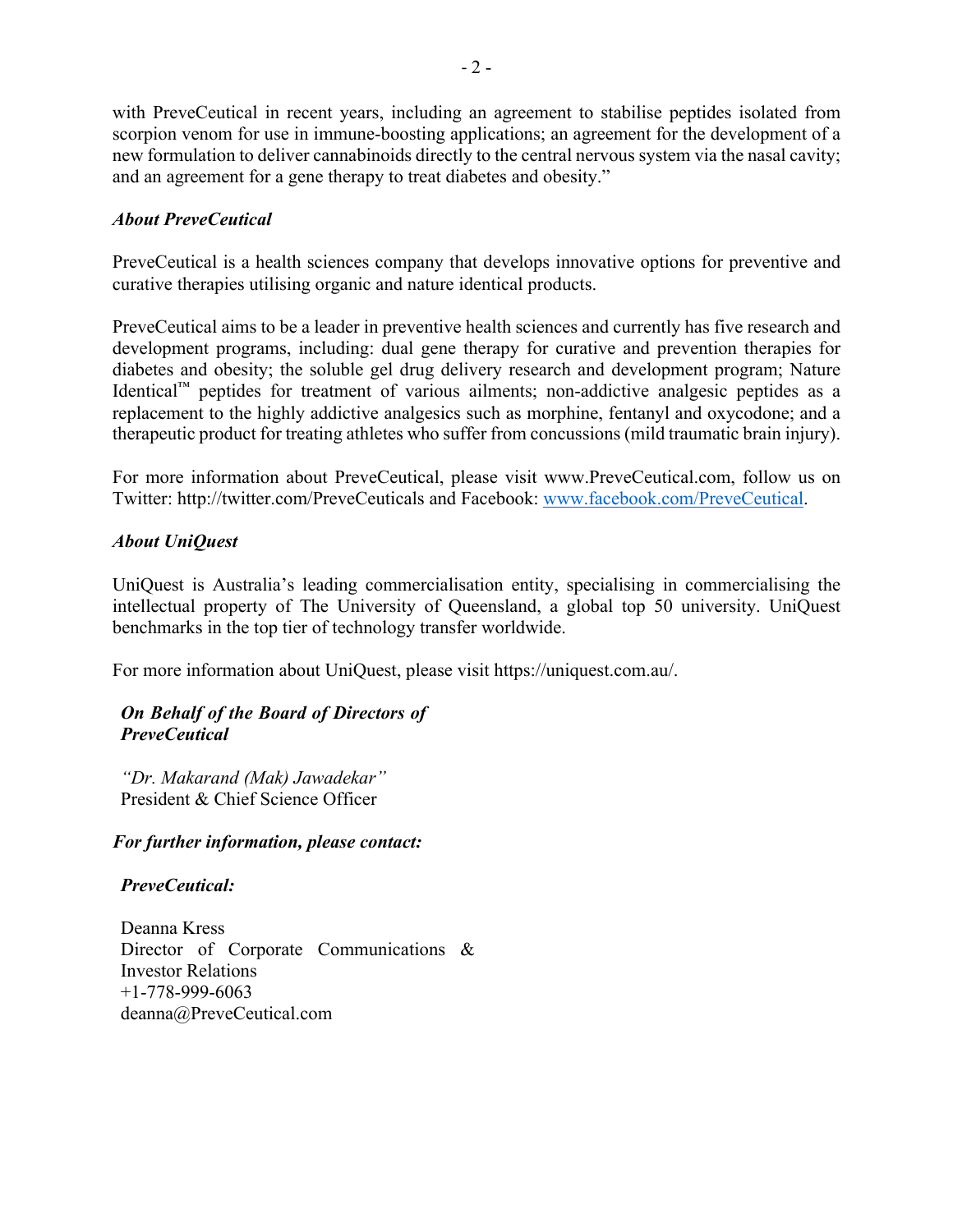with PreveCeutical in recent years, including an agreement to stabilise peptides isolated from scorpion venom for use in immune-boosting applications; an agreement for the development of a new formulation to deliver cannabinoids directly to the central nervous system via the nasal cavity; and an agreement for a gene therapy to treat diabetes and obesity."

***About PreveCeutical***

PreveCeutical is a health sciences company that develops innovative options for preventive and curative therapies utilising organic and nature identical products.

PreveCeutical aims to be a leader in preventive health sciences and currently has five research and development programs, including: dual gene therapy for curative and prevention therapies for diabetes and obesity; the soluble gel drug delivery research and development program; Nature Identical™ peptides for treatment of various ailments; non-addictive analgesic peptides as a replacement to the highly addictive analgesics such as morphine, fentanyl and oxycodone; and a therapeutic product for treating athletes who suffer from concussions (mild traumatic brain injury).

For more information about PreveCeutical, please visit www.PreveCeutical.com, follow us on Twitter: http://twitter.com/PreveCeuticals and Facebook: www.facebook.com/PreveCeutical.

***About UniQuest***

UniQuest is Australia's leading commercialisation entity, specialising in commercialising the intellectual property of The University of Queensland, a global top 50 university. UniQuest benchmarks in the top tier of technology transfer worldwide.

For more information about UniQuest, please visit https://uniquest.com.au/.

***On Behalf of the Board of Directors of PreveCeutical***

*"Dr. Makarand (Mak) Jawadekar"*
President & Chief Science Officer

***For further information, please contact:***

***PreveCeutical:***

Deanna Kress
Director of Corporate Communications & Investor Relations
+1-778-999-6063
deanna@PreveCeutical.com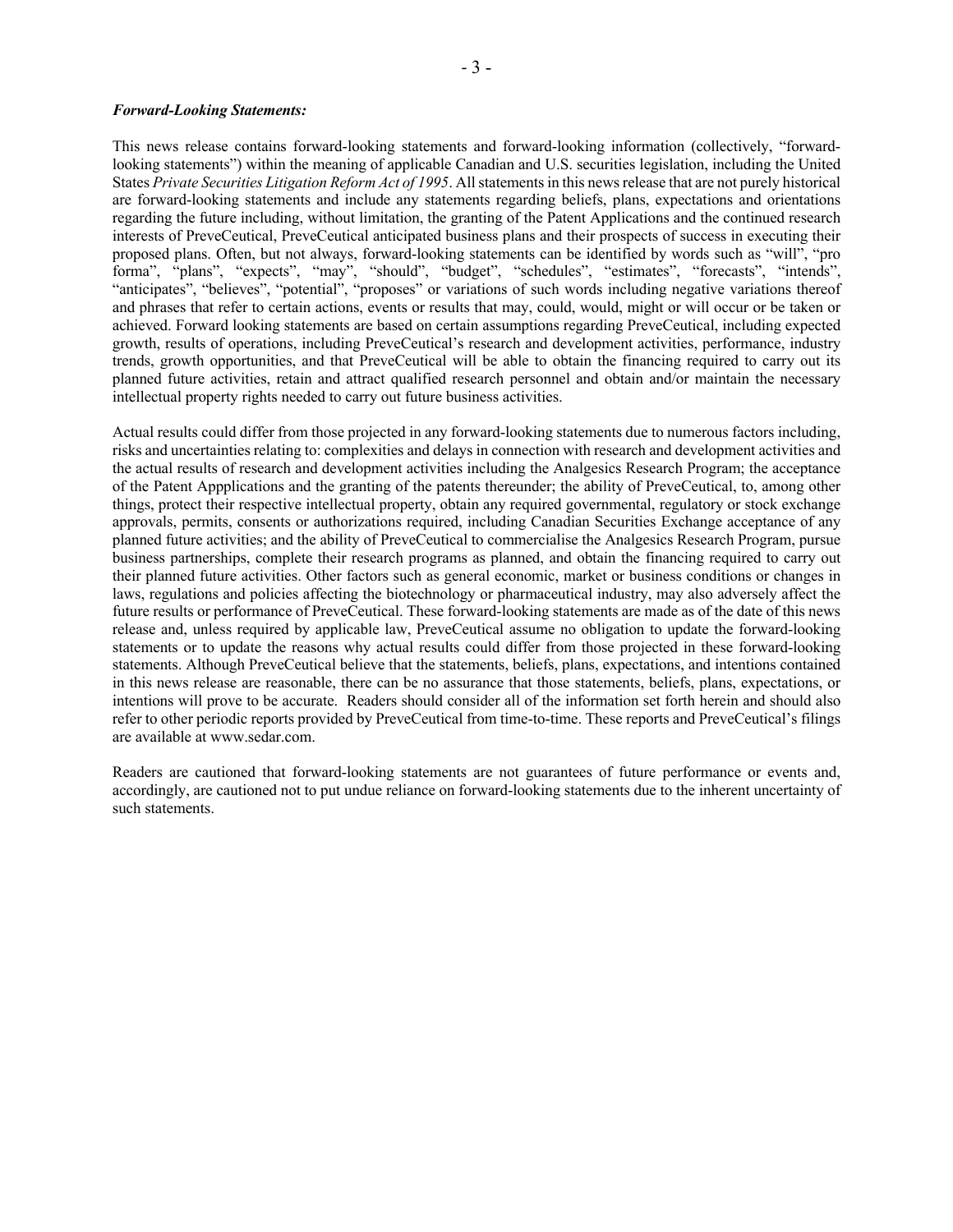***Forward-Looking Statements:***

This news release contains forward-looking statements and forward-looking information (collectively, "forward-looking statements") within the meaning of applicable Canadian and U.S. securities legislation, including the United States *Private Securities Litigation Reform Act of 1995*. All statements in this news release that are not purely historical are forward-looking statements and include any statements regarding beliefs, plans, expectations and orientations regarding the future including, without limitation, the granting of the Patent Applications and the continued research interests of PreveCeutical, PreveCeutical anticipated business plans and their prospects of success in executing their proposed plans. Often, but not always, forward-looking statements can be identified by words such as "will", "pro forma", "plans", "expects", "may", "should", "budget", "schedules", "estimates", "forecasts", "intends", "anticipates", "believes", "potential", "proposes" or variations of such words including negative variations thereof and phrases that refer to certain actions, events or results that may, could, would, might or will occur or be taken or achieved. Forward looking statements are based on certain assumptions regarding PreveCeutical, including expected growth, results of operations, including PreveCeutical's research and development activities, performance, industry trends, growth opportunities, and that PreveCeutical will be able to obtain the financing required to carry out its planned future activities, retain and attract qualified research personnel and obtain and/or maintain the necessary intellectual property rights needed to carry out future business activities.

Actual results could differ from those projected in any forward-looking statements due to numerous factors including, risks and uncertainties relating to: complexities and delays in connection with research and development activities and the actual results of research and development activities including the Analgesics Research Program; the acceptance of the Patent Appplications and the granting of the patents thereunder; the ability of PreveCeutical, to, among other things, protect their respective intellectual property, obtain any required governmental, regulatory or stock exchange approvals, permits, consents or authorizations required, including Canadian Securities Exchange acceptance of any planned future activities; and the ability of PreveCeutical to commercialise the Analgesics Research Program, pursue business partnerships, complete their research programs as planned, and obtain the financing required to carry out their planned future activities. Other factors such as general economic, market or business conditions or changes in laws, regulations and policies affecting the biotechnology or pharmaceutical industry, may also adversely affect the future results or performance of PreveCeutical. These forward-looking statements are made as of the date of this news release and, unless required by applicable law, PreveCeutical assume no obligation to update the forward-looking statements or to update the reasons why actual results could differ from those projected in these forward-looking statements. Although PreveCeutical believe that the statements, beliefs, plans, expectations, and intentions contained in this news release are reasonable, there can be no assurance that those statements, beliefs, plans, expectations, or intentions will prove to be accurate. Readers should consider all of the information set forth herein and should also refer to other periodic reports provided by PreveCeutical from time-to-time. These reports and PreveCeutical's filings are available at www.sedar.com.

Readers are cautioned that forward-looking statements are not guarantees of future performance or events and, accordingly, are cautioned not to put undue reliance on forward-looking statements due to the inherent uncertainty of such statements.